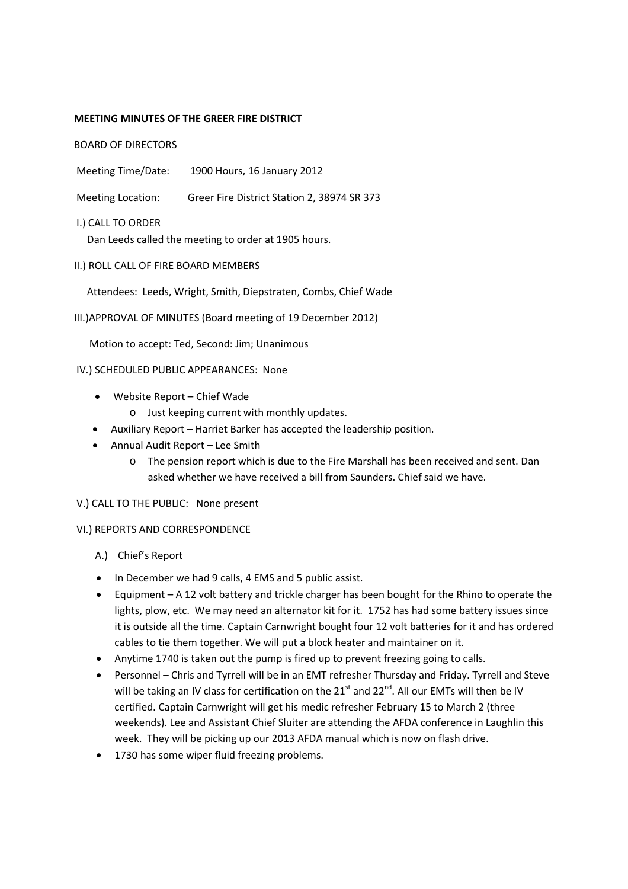**MEETING MINUTES OF THE GREER FIRE DISTRICT**

BOARD OF DIRECTORS

Meeting Time/Date: 1900 Hours, 16 January 2012

Meeting Location: Greer Fire District Station 2, 38974 SR 373

I.) CALL TO ORDER

Dan Leeds called the meeting to order at 1905 hours.

II.) ROLL CALL OF FIRE BOARD MEMBERS

Attendees: Leeds, Wright, Smith, Diepstraten, Combs, Chief Wade

III.)APPROVAL OF MINUTES (Board meeting of 19 December 2012)

Motion to accept: Ted, Second: Jim; Unanimous

IV.) SCHEDULED PUBLIC APPEARANCES: None

- Website Report – Chief Wade
  - Just keeping current with monthly updates.
- Auxiliary Report – Harriet Barker has accepted the leadership position.
- Annual Audit Report – Lee Smith
  - The pension report which is due to the Fire Marshall has been received and sent. Dan asked whether we have received a bill from Saunders. Chief said we have.

V.) CALL TO THE PUBLIC: None present

VI.) REPORTS AND CORRESPONDENCE

A.) Chief's Report

- In December we had 9 calls, 4 EMS and 5 public assist.
- Equipment – A 12 volt battery and trickle charger has been bought for the Rhino to operate the lights, plow, etc. We may need an alternator kit for it. 1752 has had some battery issues since it is outside all the time. Captain Carnwright bought four 12 volt batteries for it and has ordered cables to tie them together. We will put a block heater and maintainer on it.
- Anytime 1740 is taken out the pump is fired up to prevent freezing going to calls.
- Personnel – Chris and Tyrrell will be in an EMT refresher Thursday and Friday. Tyrrell and Steve will be taking an IV class for certification on the 21st and 22nd. All our EMTs will then be IV certified. Captain Carnwright will get his medic refresher February 15 to March 2 (three weekends). Lee and Assistant Chief Sluiter are attending the AFDA conference in Laughlin this week. They will be picking up our 2013 AFDA manual which is now on flash drive.
- 1730 has some wiper fluid freezing problems.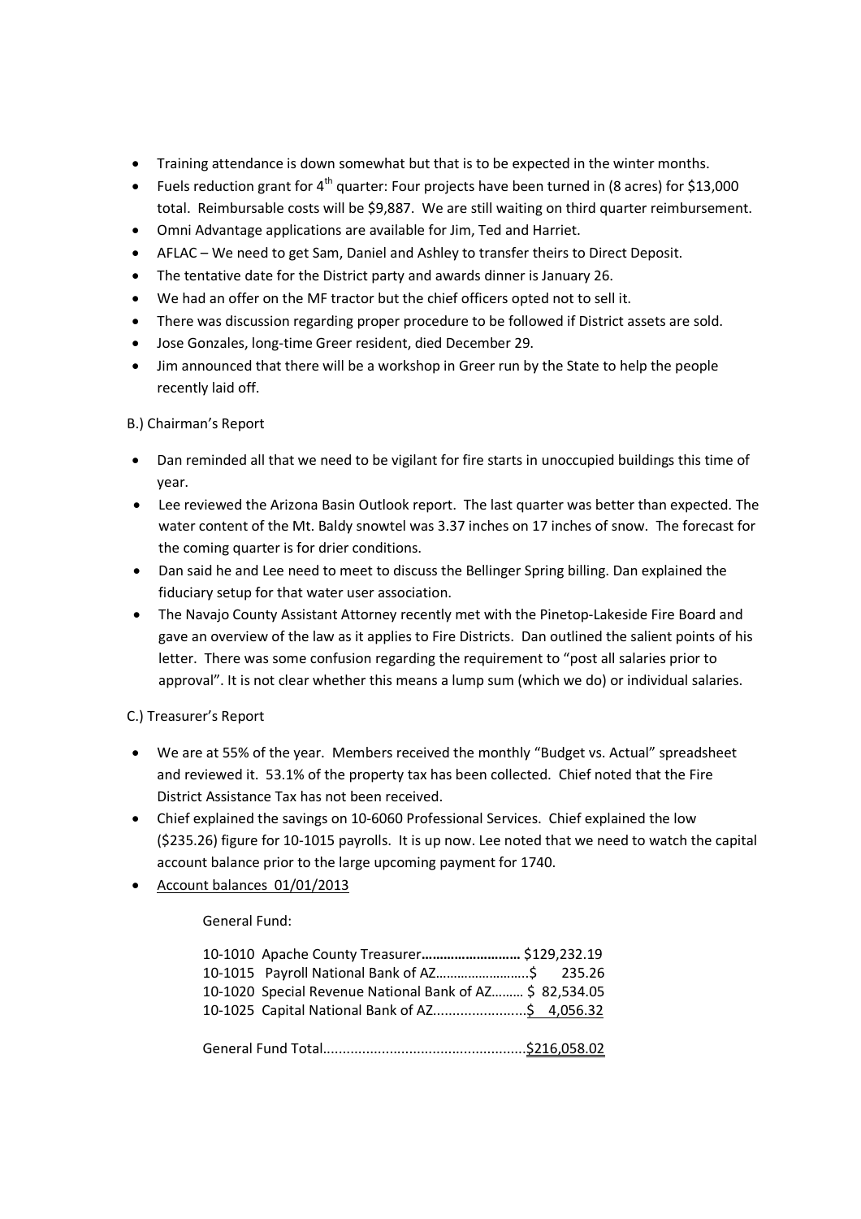- Training attendance is down somewhat but that is to be expected in the winter months.
- Fuels reduction grant for 4th quarter: Four projects have been turned in (8 acres) for $13,000 total. Reimbursable costs will be $9,887. We are still waiting on third quarter reimbursement.
- Omni Advantage applications are available for Jim, Ted and Harriet.
- AFLAC – We need to get Sam, Daniel and Ashley to transfer theirs to Direct Deposit.
- The tentative date for the District party and awards dinner is January 26.
- We had an offer on the MF tractor but the chief officers opted not to sell it.
- There was discussion regarding proper procedure to be followed if District assets are sold.
- Jose Gonzales, long-time Greer resident, died December 29.
- Jim announced that there will be a workshop in Greer run by the State to help the people recently laid off.

B.) Chairman's Report

- Dan reminded all that we need to be vigilant for fire starts in unoccupied buildings this time of year.
- Lee reviewed the Arizona Basin Outlook report. The last quarter was better than expected. The water content of the Mt. Baldy snowtel was 3.37 inches on 17 inches of snow. The forecast for the coming quarter is for drier conditions.
- Dan said he and Lee need to meet to discuss the Bellinger Spring billing. Dan explained the fiduciary setup for that water user association.
- The Navajo County Assistant Attorney recently met with the Pinetop-Lakeside Fire Board and gave an overview of the law as it applies to Fire Districts. Dan outlined the salient points of his letter. There was some confusion regarding the requirement to "post all salaries prior to approval". It is not clear whether this means a lump sum (which we do) or individual salaries.

C.) Treasurer's Report

- We are at 55% of the year. Members received the monthly "Budget vs. Actual" spreadsheet and reviewed it. 53.1% of the property tax has been collected. Chief noted that the Fire District Assistance Tax has not been received.
- Chief explained the savings on 10-6060 Professional Services. Chief explained the low ($235.26) figure for 10-1015 payrolls. It is up now. Lee noted that we need to watch the capital account balance prior to the large upcoming payment for 1740.
- Account balances 01/01/2013

General Fund:

| Account | Amount |
|---|---|
| 10-1010 Apache County Treasurer | $129,232.19 |
| 10-1015 Payroll National Bank of AZ | $ 235.26 |
| 10-1020 Special Revenue National Bank of AZ | $ 82,534.05 |
| 10-1025 Capital National Bank of AZ | $ 4,056.32 |
| General Fund Total | $216,058.02 |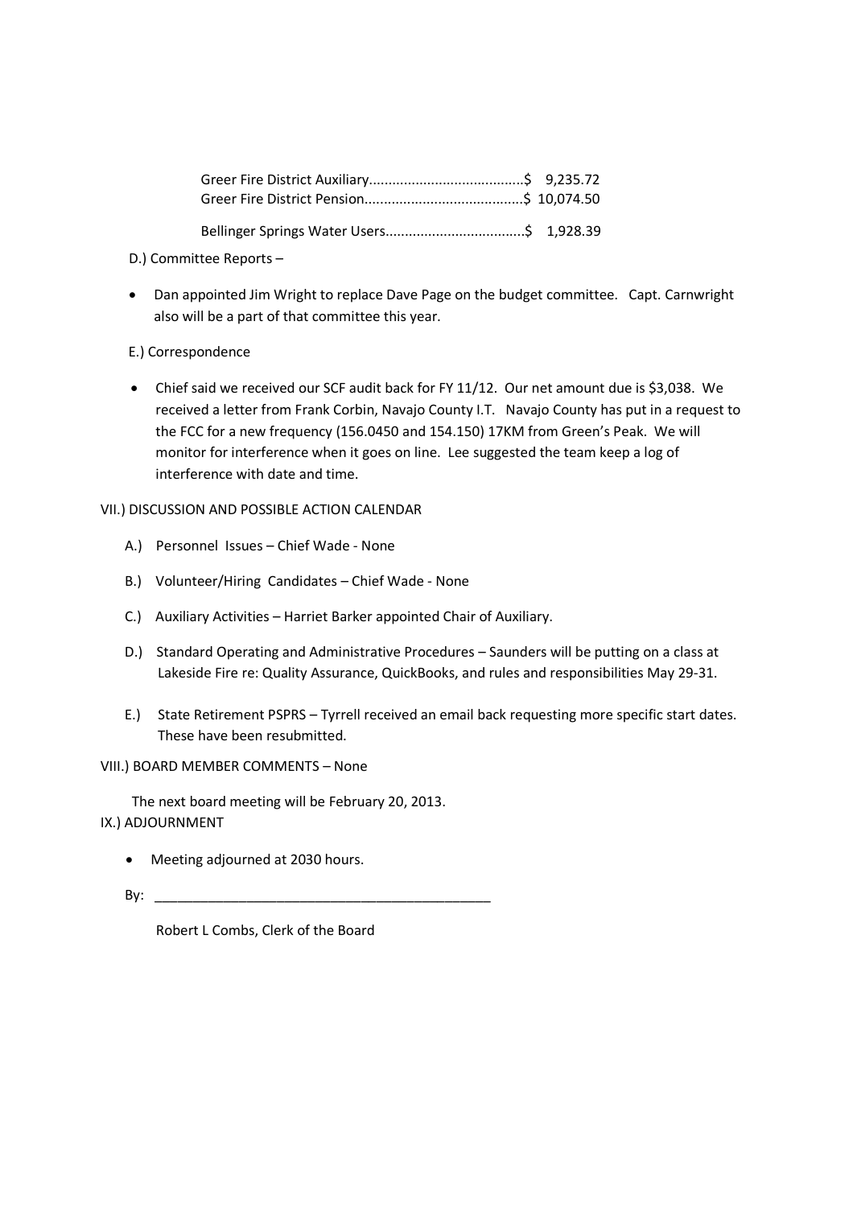Greer Fire District Auxiliary.......................................$ 9,235.72
Greer Fire District Pension........................................$ 10,074.50

Bellinger Springs Water Users...................................$ 1,928.39

D.) Committee Reports –

- Dan appointed Jim Wright to replace Dave Page on the budget committee. Capt. Carnwright also will be a part of that committee this year.

E.) Correspondence

- Chief said we received our SCF audit back for FY 11/12. Our net amount due is $3,038. We received a letter from Frank Corbin, Navajo County I.T. Navajo County has put in a request to the FCC for a new frequency (156.0450 and 154.150) 17KM from Green's Peak. We will monitor for interference when it goes on line. Lee suggested the team keep a log of interference with date and time.

VII.) DISCUSSION AND POSSIBLE ACTION CALENDAR

A.) Personnel Issues – Chief Wade - None

B.) Volunteer/Hiring Candidates – Chief Wade - None

C.) Auxiliary Activities – Harriet Barker appointed Chair of Auxiliary.

D.) Standard Operating and Administrative Procedures – Saunders will be putting on a class at Lakeside Fire re: Quality Assurance, QuickBooks, and rules and responsibilities May 29-31.

E.) State Retirement PSPRS – Tyrrell received an email back requesting more specific start dates. These have been resubmitted.

VIII.) BOARD MEMBER COMMENTS – None

The next board meeting will be February 20, 2013.

IX.) ADJOURNMENT

- Meeting adjourned at 2030 hours.

By: _____________________________________________

Robert L Combs, Clerk of the Board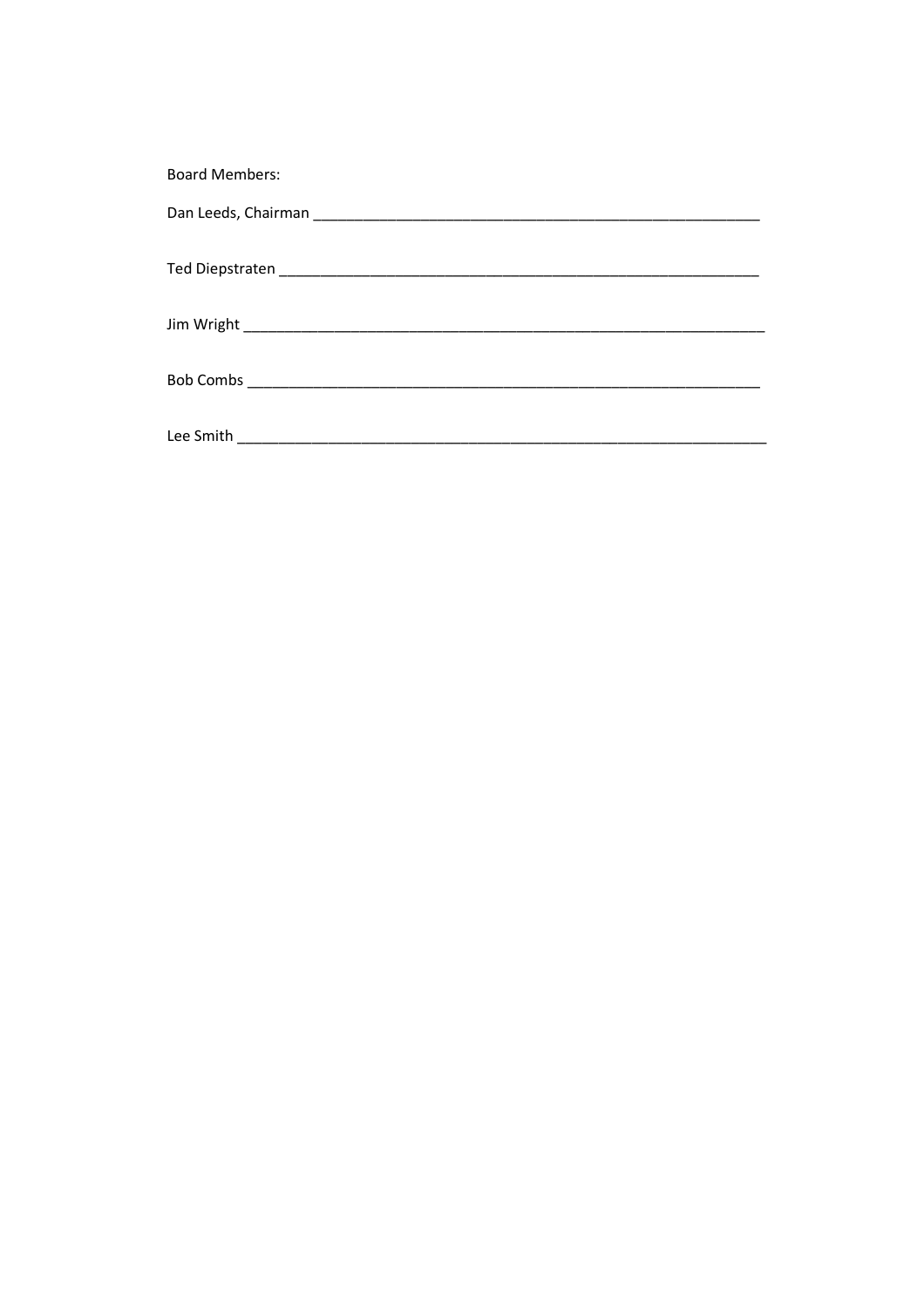Board Members:

Dan Leeds, Chairman ___________________________________________________________

Ted Diepstraten ______________________________________________________________

Jim Wright ___________________________________________________________________

Bob Combs __________________________________________________________________

Lee Smith ____________________________________________________________________